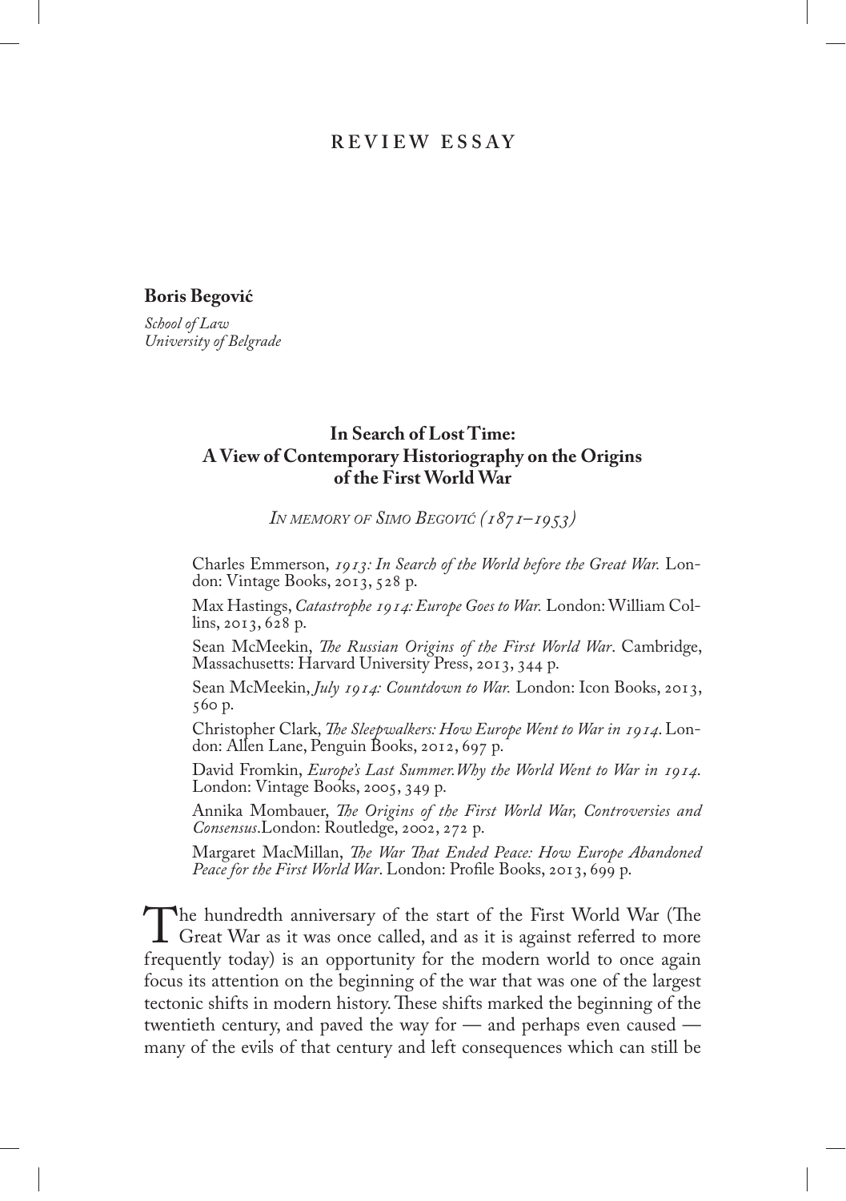REVIEW ESSAY

**Boris Begović**

*School of Law*
*University of Belgrade*

## In Search of Lost Time: A View of Contemporary Historiography on the Origins of the First World War

*In memory of Simo Begović (1871–1953)*

Charles Emmerson, *1913: In Search of the World before the Great War.* London: Vintage Books, 2013, 528 p.

Max Hastings, *Catastrophe 1914: Europe Goes to War.* London: William Collins, 2013, 628 p.

Sean McMeekin, *The Russian Origins of the First World War*. Cambridge, Massachusetts: Harvard University Press, 2013, 344 p.

Sean McMeekin, *July 1914: Countdown to War.* London: Icon Books, 2013, 560 p.

Christopher Clark, *The Sleepwalkers: How Europe Went to War in 1914*. London: Allen Lane, Penguin Books, 2012, 697 p.

David Fromkin, *Europe's Last Summer.Why the World Went to War in 1914*. London: Vintage Books, 2005, 349 p.

Annika Mombauer, *The Origins of the First World War, Controversies and Consensus*.London: Routledge, 2002, 272 p.

Margaret MacMillan, *The War That Ended Peace: How Europe Abandoned Peace for the First World War*. London: Profile Books, 2013, 699 p.

The hundredth anniversary of the start of the First World War (The Great War as it was once called, and as it is against referred to more frequently today) is an opportunity for the modern world to once again focus its attention on the beginning of the war that was one of the largest tectonic shifts in modern history. These shifts marked the beginning of the twentieth century, and paved the way for — and perhaps even caused — many of the evils of that century and left consequences which can still be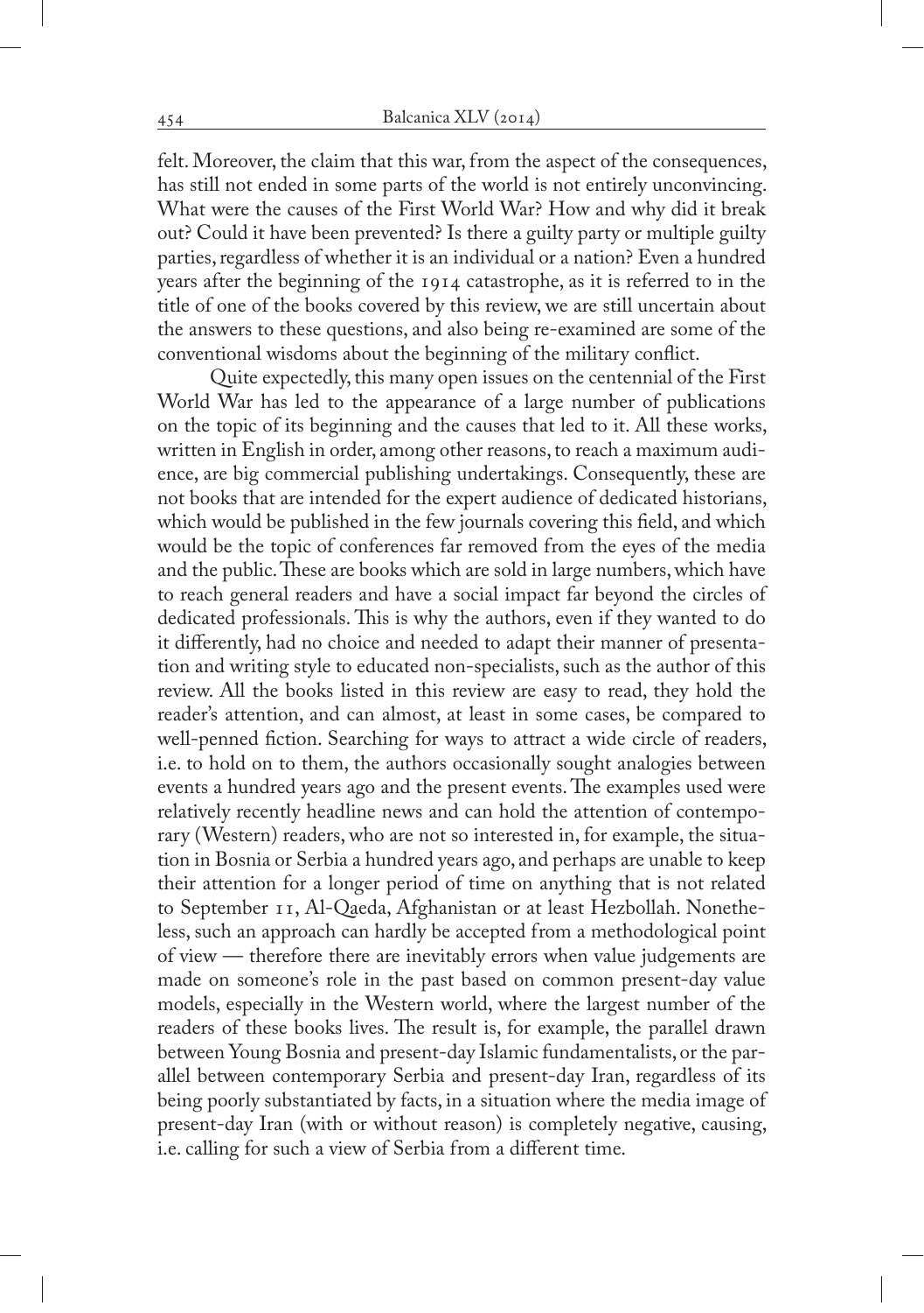felt. Moreover, the claim that this war, from the aspect of the consequences, has still not ended in some parts of the world is not entirely unconvincing. What were the causes of the First World War? How and why did it break out? Could it have been prevented? Is there a guilty party or multiple guilty parties, regardless of whether it is an individual or a nation? Even a hundred years after the beginning of the 1914 catastrophe, as it is referred to in the title of one of the books covered by this review, we are still uncertain about the answers to these questions, and also being re-examined are some of the conventional wisdoms about the beginning of the military conflict.

Quite expectedly, this many open issues on the centennial of the First World War has led to the appearance of a large number of publications on the topic of its beginning and the causes that led to it. All these works, written in English in order, among other reasons, to reach a maximum audience, are big commercial publishing undertakings. Consequently, these are not books that are intended for the expert audience of dedicated historians, which would be published in the few journals covering this field, and which would be the topic of conferences far removed from the eyes of the media and the public. These are books which are sold in large numbers, which have to reach general readers and have a social impact far beyond the circles of dedicated professionals. This is why the authors, even if they wanted to do it differently, had no choice and needed to adapt their manner of presentation and writing style to educated non-specialists, such as the author of this review. All the books listed in this review are easy to read, they hold the reader's attention, and can almost, at least in some cases, be compared to well-penned fiction. Searching for ways to attract a wide circle of readers, i.e. to hold on to them, the authors occasionally sought analogies between events a hundred years ago and the present events. The examples used were relatively recently headline news and can hold the attention of contemporary (Western) readers, who are not so interested in, for example, the situation in Bosnia or Serbia a hundred years ago, and perhaps are unable to keep their attention for a longer period of time on anything that is not related to September 11, Al-Qaeda, Afghanistan or at least Hezbollah. Nonetheless, such an approach can hardly be accepted from a methodological point of view — therefore there are inevitably errors when value judgements are made on someone's role in the past based on common present-day value models, especially in the Western world, where the largest number of the readers of these books lives. The result is, for example, the parallel drawn between Young Bosnia and present-day Islamic fundamentalists, or the parallel between contemporary Serbia and present-day Iran, regardless of its being poorly substantiated by facts, in a situation where the media image of present-day Iran (with or without reason) is completely negative, causing, i.e. calling for such a view of Serbia from a different time.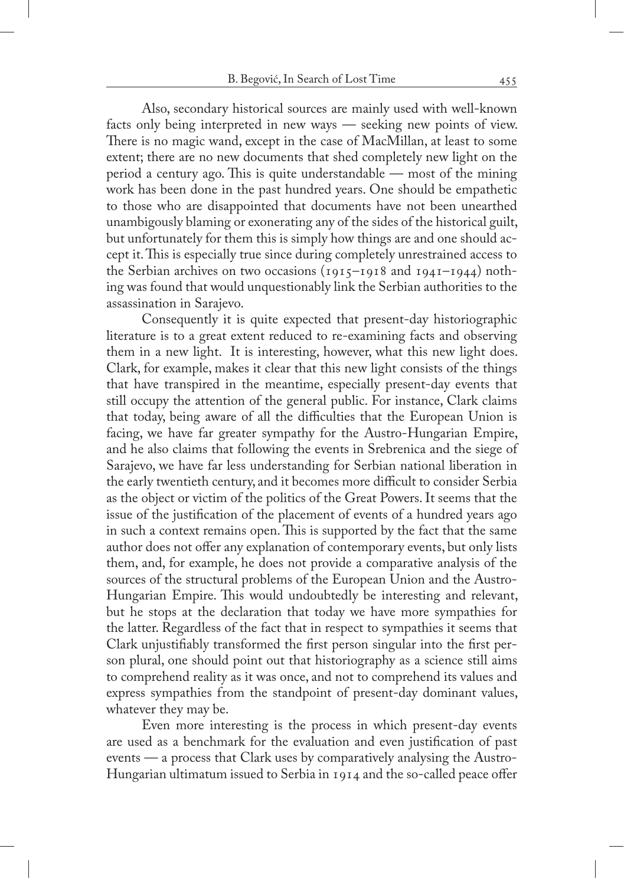Also, secondary historical sources are mainly used with well-known facts only being interpreted in new ways — seeking new points of view. There is no magic wand, except in the case of MacMillan, at least to some extent; there are no new documents that shed completely new light on the period a century ago. This is quite understandable — most of the mining work has been done in the past hundred years. One should be empathetic to those who are disappointed that documents have not been unearthed unambigously blaming or exonerating any of the sides of the historical guilt, but unfortunately for them this is simply how things are and one should accept it. This is especially true since during completely unrestrained access to the Serbian archives on two occasions (1915–1918 and 1941–1944) nothing was found that would unquestionably link the Serbian authorities to the assassination in Sarajevo.

Consequently it is quite expected that present-day historiographic literature is to a great extent reduced to re-examining facts and observing them in a new light. It is interesting, however, what this new light does. Clark, for example, makes it clear that this new light consists of the things that have transpired in the meantime, especially present-day events that still occupy the attention of the general public. For instance, Clark claims that today, being aware of all the difficulties that the European Union is facing, we have far greater sympathy for the Austro-Hungarian Empire, and he also claims that following the events in Srebrenica and the siege of Sarajevo, we have far less understanding for Serbian national liberation in the early twentieth century, and it becomes more difficult to consider Serbia as the object or victim of the politics of the Great Powers. It seems that the issue of the justification of the placement of events of a hundred years ago in such a context remains open. This is supported by the fact that the same author does not offer any explanation of contemporary events, but only lists them, and, for example, he does not provide a comparative analysis of the sources of the structural problems of the European Union and the Austro-Hungarian Empire. This would undoubtedly be interesting and relevant, but he stops at the declaration that today we have more sympathies for the latter. Regardless of the fact that in respect to sympathies it seems that Clark unjustifiably transformed the first person singular into the first person plural, one should point out that historiography as a science still aims to comprehend reality as it was once, and not to comprehend its values and express sympathies from the standpoint of present-day dominant values, whatever they may be.

Even more interesting is the process in which present-day events are used as a benchmark for the evaluation and even justification of past events — a process that Clark uses by comparatively analysing the Austro-Hungarian ultimatum issued to Serbia in 1914 and the so-called peace offer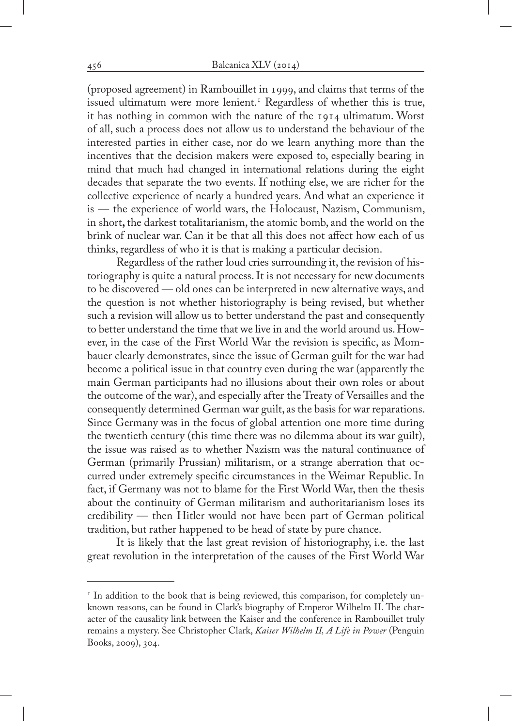(proposed agreement) in Rambouillet in 1999, and claims that terms of the issued ultimatum were more lenient.[1] Regardless of whether this is true, it has nothing in common with the nature of the 1914 ultimatum. Worst of all, such a process does not allow us to understand the behaviour of the interested parties in either case, nor do we learn anything more than the incentives that the decision makers were exposed to, especially bearing in mind that much had changed in international relations during the eight decades that separate the two events. If nothing else, we are richer for the collective experience of nearly a hundred years. And what an experience it is — the experience of world wars, the Holocaust, Nazism, Communism, in short**,** the darkest totalitarianism, the atomic bomb, and the world on the brink of nuclear war. Can it be that all this does not affect how each of us thinks, regardless of who it is that is making a particular decision.

Regardless of the rather loud cries surrounding it, the revision of historiography is quite a natural process. It is not necessary for new documents to be discovered — old ones can be interpreted in new alternative ways, and the question is not whether historiography is being revised, but whether such a revision will allow us to better understand the past and consequently to better understand the time that we live in and the world around us. However, in the case of the First World War the revision is specific, as Mombauer clearly demonstrates, since the issue of German guilt for the war had become a political issue in that country even during the war (apparently the main German participants had no illusions about their own roles or about the outcome of the war), and especially after the Treaty of Versailles and the consequently determined German war guilt, as the basis for war reparations. Since Germany was in the focus of global attention one more time during the twentieth century (this time there was no dilemma about its war guilt), the issue was raised as to whether Nazism was the natural continuance of German (primarily Prussian) militarism, or a strange aberration that occurred under extremely specific circumstances in the Weimar Republic. In fact, if Germany was not to blame for the First World War, then the thesis about the continuity of German militarism and authoritarianism loses its credibility — then Hitler would not have been part of German political tradition, but rather happened to be head of state by pure chance.

It is likely that the last great revision of historiography, i.e. the last great revolution in the interpretation of the causes of the First World War

---

[1] In addition to the book that is being reviewed, this comparison, for completely unknown reasons, can be found in Clark's biography of Emperor Wilhelm II. The character of the causality link between the Kaiser and the conference in Rambouillet truly remains a mystery. See Christopher Clark, *Kaiser Wilhelm II, A Life in Power* (Penguin Books, 2009), 304.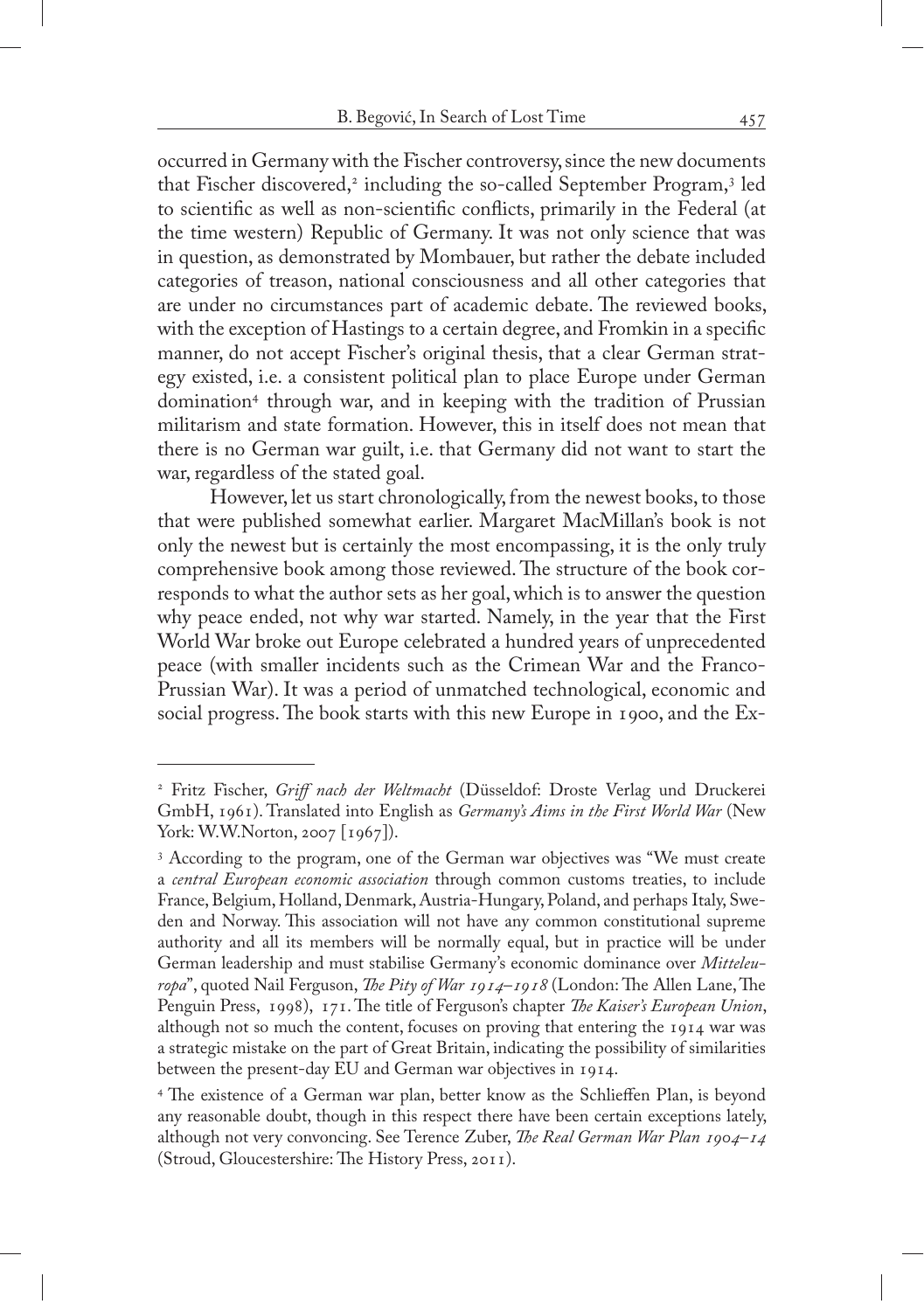occurred in Germany with the Fischer controversy, since the new documents that Fischer discovered,[2] including the so-called September Program,[3] led to scientific as well as non-scientific conflicts, primarily in the Federal (at the time western) Republic of Germany. It was not only science that was in question, as demonstrated by Mombauer, but rather the debate included categories of treason, national consciousness and all other categories that are under no circumstances part of academic debate. The reviewed books, with the exception of Hastings to a certain degree, and Fromkin in a specific manner, do not accept Fischer's original thesis, that a clear German strategy existed, i.e. a consistent political plan to place Europe under German domination[4] through war, and in keeping with the tradition of Prussian militarism and state formation. However, this in itself does not mean that there is no German war guilt, i.e. that Germany did not want to start the war, regardless of the stated goal.

However, let us start chronologically, from the newest books, to those that were published somewhat earlier. Margaret MacMillan's book is not only the newest but is certainly the most encompassing, it is the only truly comprehensive book among those reviewed. The structure of the book corresponds to what the author sets as her goal, which is to answer the question why peace ended, not why war started. Namely, in the year that the First World War broke out Europe celebrated a hundred years of unprecedented peace (with smaller incidents such as the Crimean War and the Franco-Prussian War). It was a period of unmatched technological, economic and social progress. The book starts with this new Europe in 1900, and the Ex-

---

[2] Fritz Fischer, *Griff nach der Weltmacht* (Düsseldof: Droste Verlag und Druckerei GmbH, 1961). Translated into English as *Germany's Aims in the First World War* (New York: W.W.Norton, 2007 [1967]).

[3] According to the program, one of the German war objectives was "We must create a *central European economic association* through common customs treaties, to include France, Belgium, Holland, Denmark, Austria-Hungary, Poland, and perhaps Italy, Sweden and Norway. This association will not have any common constitutional supreme authority and all its members will be normally equal, but in practice will be under German leadership and must stabilise Germany's economic dominance over *Mitteleuropa*", quoted Nail Ferguson, *The Pity of War 1914–1918* (London: The Allen Lane, The Penguin Press, 1998), 171. The title of Ferguson's chapter *The Kaiser's European Union*, although not so much the content, focuses on proving that entering the 1914 war was a strategic mistake on the part of Great Britain, indicating the possibility of similarities between the present-day EU and German war objectives in 1914.

[4] The existence of a German war plan, better know as the Schlieffen Plan, is beyond any reasonable doubt, though in this respect there have been certain exceptions lately, although not very convoncing. See Terence Zuber, *The Real German War Plan 1904–14* (Stroud, Gloucestershire: The History Press, 2011).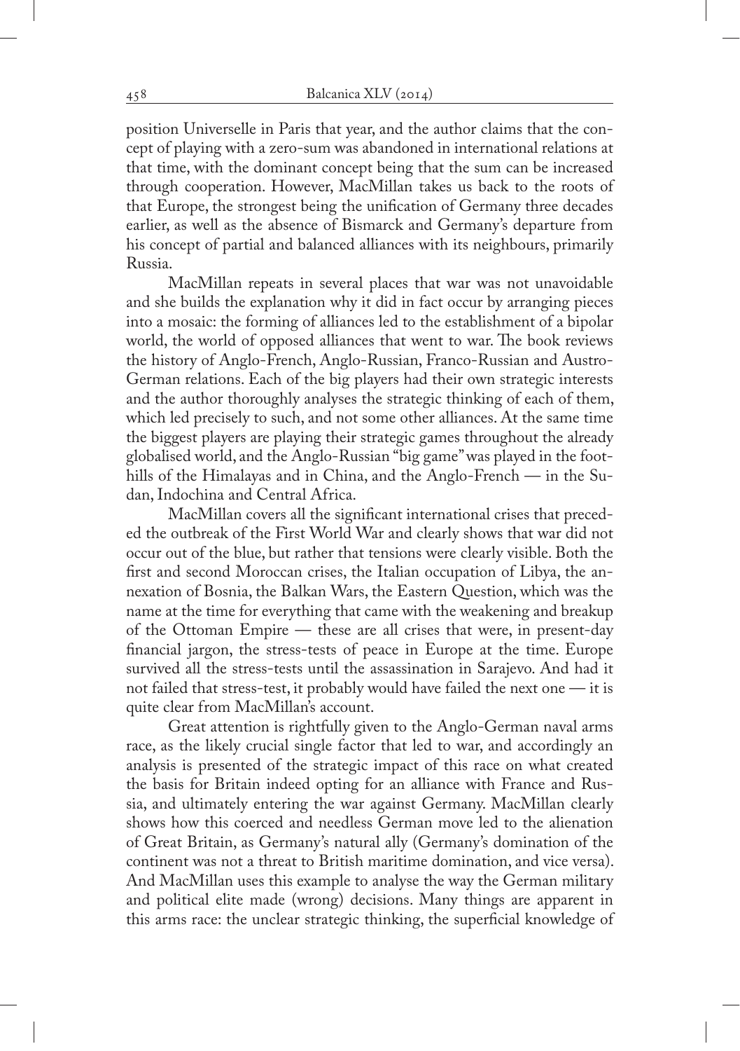position Universelle in Paris that year, and the author claims that the concept of playing with a zero-sum was abandoned in international relations at that time, with the dominant concept being that the sum can be increased through cooperation. However, MacMillan takes us back to the roots of that Europe, the strongest being the unification of Germany three decades earlier, as well as the absence of Bismarck and Germany's departure from his concept of partial and balanced alliances with its neighbours, primarily Russia.

MacMillan repeats in several places that war was not unavoidable and she builds the explanation why it did in fact occur by arranging pieces into a mosaic: the forming of alliances led to the establishment of a bipolar world, the world of opposed alliances that went to war. The book reviews the history of Anglo-French, Anglo-Russian, Franco-Russian and Austro-German relations. Each of the big players had their own strategic interests and the author thoroughly analyses the strategic thinking of each of them, which led precisely to such, and not some other alliances. At the same time the biggest players are playing their strategic games throughout the already globalised world, and the Anglo-Russian "big game" was played in the foothills of the Himalayas and in China, and the Anglo-French — in the Sudan, Indochina and Central Africa.

MacMillan covers all the significant international crises that preceded the outbreak of the First World War and clearly shows that war did not occur out of the blue, but rather that tensions were clearly visible. Both the first and second Moroccan crises, the Italian occupation of Libya, the annexation of Bosnia, the Balkan Wars, the Eastern Question, which was the name at the time for everything that came with the weakening and breakup of the Ottoman Empire — these are all crises that were, in present-day financial jargon, the stress-tests of peace in Europe at the time. Europe survived all the stress-tests until the assassination in Sarajevo. And had it not failed that stress-test, it probably would have failed the next one — it is quite clear from MacMillan's account.

Great attention is rightfully given to the Anglo-German naval arms race, as the likely crucial single factor that led to war, and accordingly an analysis is presented of the strategic impact of this race on what created the basis for Britain indeed opting for an alliance with France and Russia, and ultimately entering the war against Germany. MacMillan clearly shows how this coerced and needless German move led to the alienation of Great Britain, as Germany's natural ally (Germany's domination of the continent was not a threat to British maritime domination, and vice versa). And MacMillan uses this example to analyse the way the German military and political elite made (wrong) decisions. Many things are apparent in this arms race: the unclear strategic thinking, the superficial knowledge of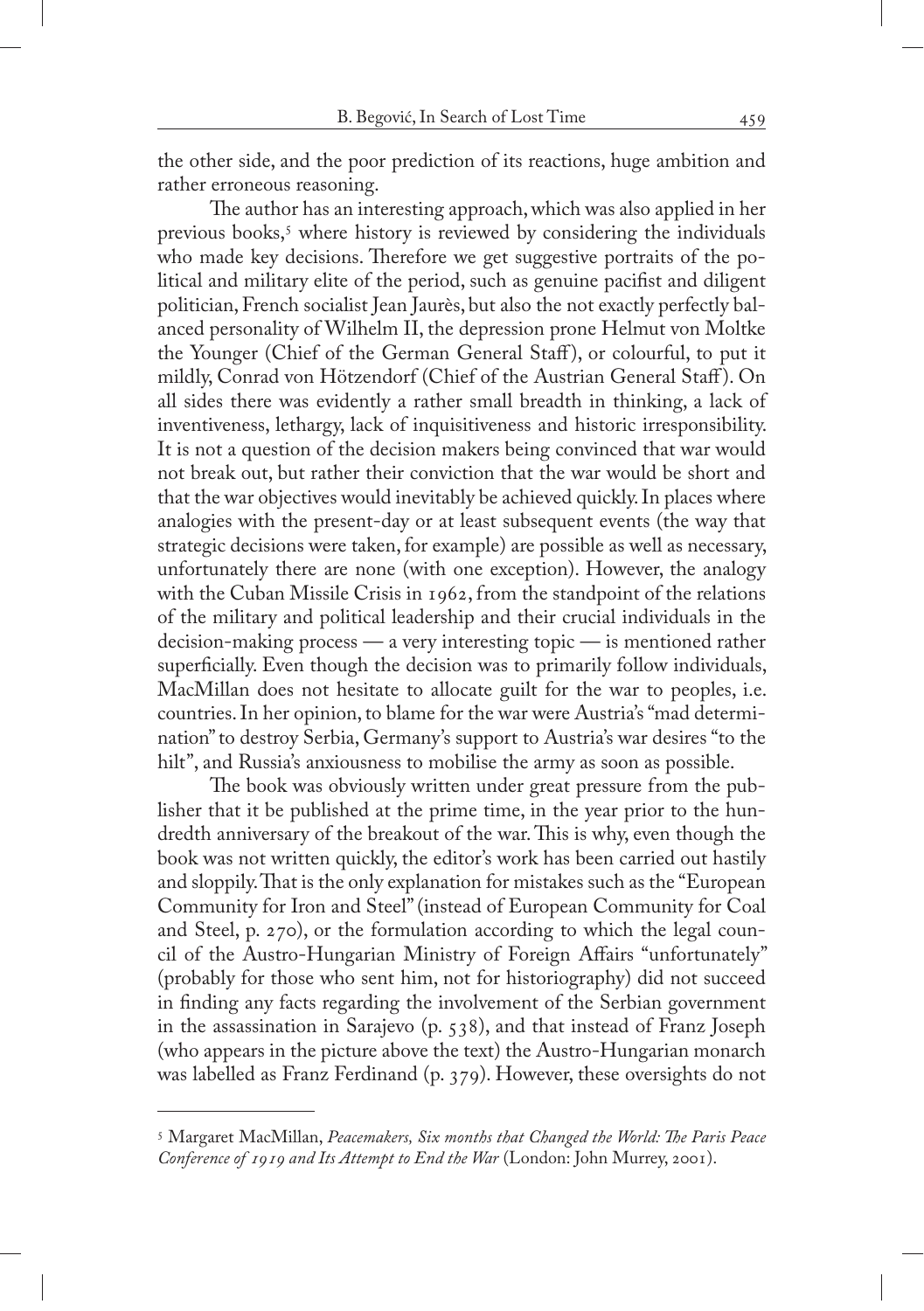the other side, and the poor prediction of its reactions, huge ambition and rather erroneous reasoning.

The author has an interesting approach, which was also applied in her previous books,[5] where history is reviewed by considering the individuals who made key decisions. Therefore we get suggestive portraits of the political and military elite of the period, such as genuine pacifist and diligent politician, French socialist Jean Jaurès, but also the not exactly perfectly balanced personality of Wilhelm II, the depression prone Helmut von Moltke the Younger (Chief of the German General Staff), or colourful, to put it mildly, Conrad von Hötzendorf (Chief of the Austrian General Staff). On all sides there was evidently a rather small breadth in thinking, a lack of inventiveness, lethargy, lack of inquisitiveness and historic irresponsibility. It is not a question of the decision makers being convinced that war would not break out, but rather their conviction that the war would be short and that the war objectives would inevitably be achieved quickly. In places where analogies with the present-day or at least subsequent events (the way that strategic decisions were taken, for example) are possible as well as necessary, unfortunately there are none (with one exception). However, the analogy with the Cuban Missile Crisis in 1962, from the standpoint of the relations of the military and political leadership and their crucial individuals in the decision-making process — a very interesting topic — is mentioned rather superficially. Even though the decision was to primarily follow individuals, MacMillan does not hesitate to allocate guilt for the war to peoples, i.e. countries. In her opinion, to blame for the war were Austria's "mad determination" to destroy Serbia, Germany's support to Austria's war desires "to the hilt", and Russia's anxiousness to mobilise the army as soon as possible.

The book was obviously written under great pressure from the publisher that it be published at the prime time, in the year prior to the hundredth anniversary of the breakout of the war. This is why, even though the book was not written quickly, the editor's work has been carried out hastily and sloppily. That is the only explanation for mistakes such as the "European Community for Iron and Steel" (instead of European Community for Coal and Steel, p. 270), or the formulation according to which the legal council of the Austro-Hungarian Ministry of Foreign Affairs "unfortunately" (probably for those who sent him, not for historiography) did not succeed in finding any facts regarding the involvement of the Serbian government in the assassination in Sarajevo (p. 538), and that instead of Franz Joseph (who appears in the picture above the text) the Austro-Hungarian monarch was labelled as Franz Ferdinand (p. 379). However, these oversights do not

---

[5] Margaret MacMillan, *Peacemakers, Six months that Changed the World: The Paris Peace Conference of 1919 and Its Attempt to End the War* (London: John Murrey, 2001).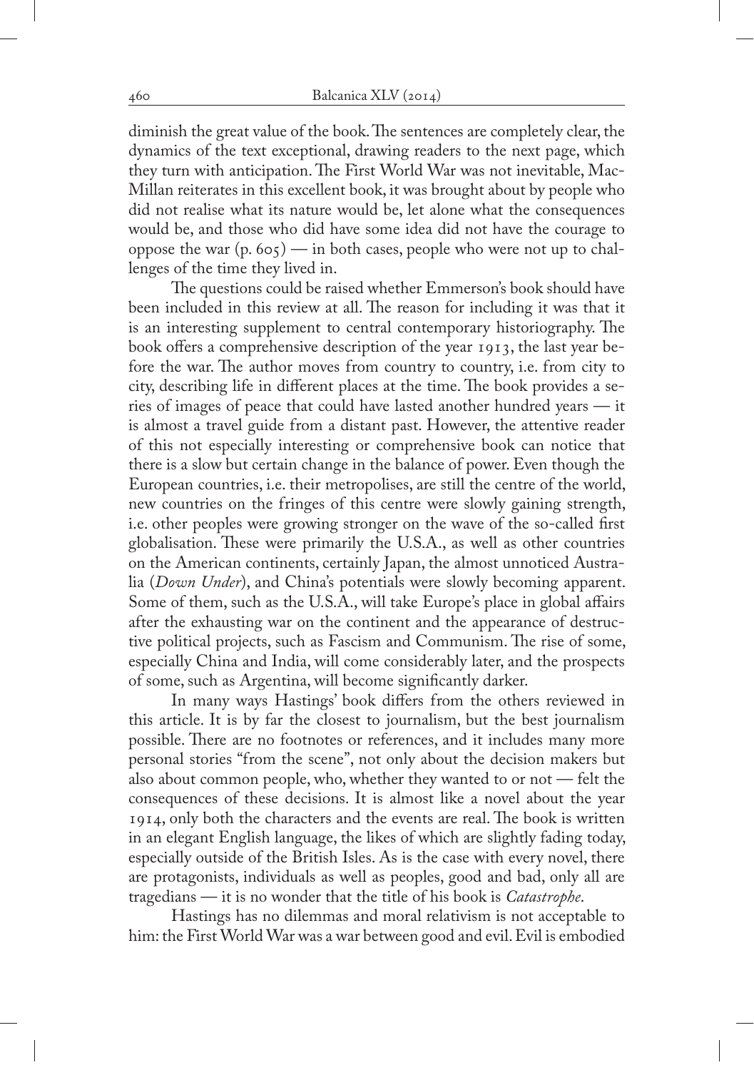diminish the great value of the book. The sentences are completely clear, the dynamics of the text exceptional, drawing readers to the next page, which they turn with anticipation. The First World War was not inevitable, MacMillan reiterates in this excellent book, it was brought about by people who did not realise what its nature would be, let alone what the consequences would be, and those who did have some idea did not have the courage to oppose the war (p. 605) — in both cases, people who were not up to challenges of the time they lived in.

The questions could be raised whether Emmerson's book should have been included in this review at all. The reason for including it was that it is an interesting supplement to central contemporary historiography. The book offers a comprehensive description of the year 1913, the last year before the war. The author moves from country to country, i.e. from city to city, describing life in different places at the time. The book provides a series of images of peace that could have lasted another hundred years — it is almost a travel guide from a distant past. However, the attentive reader of this not especially interesting or comprehensive book can notice that there is a slow but certain change in the balance of power. Even though the European countries, i.e. their metropolises, are still the centre of the world, new countries on the fringes of this centre were slowly gaining strength, i.e. other peoples were growing stronger on the wave of the so-called first globalisation. These were primarily the U.S.A., as well as other countries on the American continents, certainly Japan, the almost unnoticed Australia (*Down Under*), and China's potentials were slowly becoming apparent. Some of them, such as the U.S.A., will take Europe's place in global affairs after the exhausting war on the continent and the appearance of destructive political projects, such as Fascism and Communism. The rise of some, especially China and India, will come considerably later, and the prospects of some, such as Argentina, will become significantly darker.

In many ways Hastings' book differs from the others reviewed in this article. It is by far the closest to journalism, but the best journalism possible. There are no footnotes or references, and it includes many more personal stories "from the scene", not only about the decision makers but also about common people, who, whether they wanted to or not — felt the consequences of these decisions. It is almost like a novel about the year 1914, only both the characters and the events are real. The book is written in an elegant English language, the likes of which are slightly fading today, especially outside of the British Isles. As is the case with every novel, there are protagonists, individuals as well as peoples, good and bad, only all are tragedians — it is no wonder that the title of his book is *Catastrophe*.

Hastings has no dilemmas and moral relativism is not acceptable to him: the First World War was a war between good and evil. Evil is embodied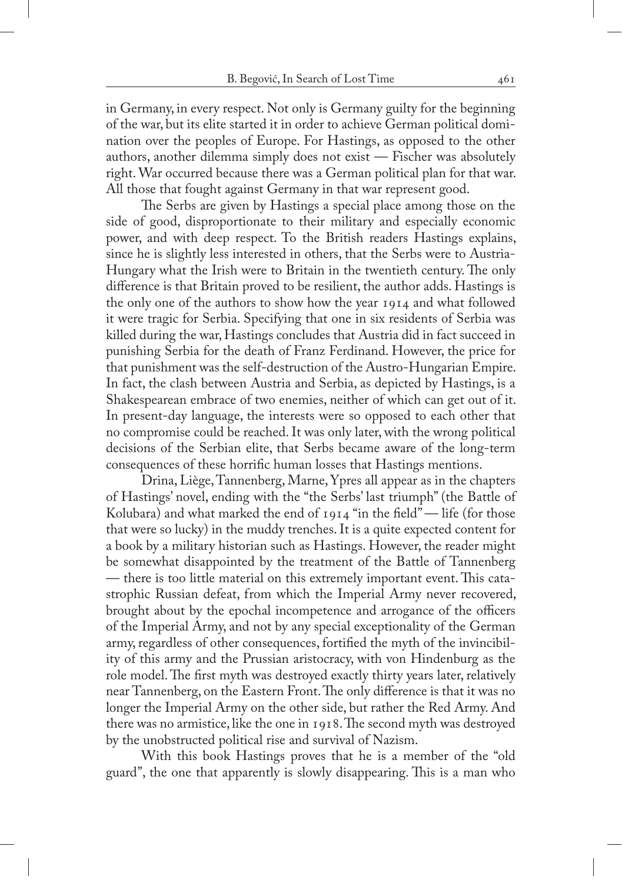in Germany, in every respect. Not only is Germany guilty for the beginning of the war, but its elite started it in order to achieve German political domination over the peoples of Europe. For Hastings, as opposed to the other authors, another dilemma simply does not exist — Fischer was absolutely right. War occurred because there was a German political plan for that war. All those that fought against Germany in that war represent good.

The Serbs are given by Hastings a special place among those on the side of good, disproportionate to their military and especially economic power, and with deep respect. To the British readers Hastings explains, since he is slightly less interested in others, that the Serbs were to Austria-Hungary what the Irish were to Britain in the twentieth century. The only difference is that Britain proved to be resilient, the author adds. Hastings is the only one of the authors to show how the year 1914 and what followed it were tragic for Serbia. Specifying that one in six residents of Serbia was killed during the war, Hastings concludes that Austria did in fact succeed in punishing Serbia for the death of Franz Ferdinand. However, the price for that punishment was the self-destruction of the Austro-Hungarian Empire. In fact, the clash between Austria and Serbia, as depicted by Hastings, is a Shakespearean embrace of two enemies, neither of which can get out of it. In present-day language, the interests were so opposed to each other that no compromise could be reached. It was only later, with the wrong political decisions of the Serbian elite, that Serbs became aware of the long-term consequences of these horrific human losses that Hastings mentions.

Drina, Liège, Tannenberg, Marne, Ypres all appear as in the chapters of Hastings' novel, ending with the "the Serbs' last triumph" (the Battle of Kolubara) and what marked the end of 1914 "in the field" — life (for those that were so lucky) in the muddy trenches. It is a quite expected content for a book by a military historian such as Hastings. However, the reader might be somewhat disappointed by the treatment of the Battle of Tannenberg — there is too little material on this extremely important event. This catastrophic Russian defeat, from which the Imperial Army never recovered, brought about by the epochal incompetence and arrogance of the officers of the Imperial Army, and not by any special exceptionality of the German army, regardless of other consequences, fortified the myth of the invincibility of this army and the Prussian aristocracy, with von Hindenburg as the role model. The first myth was destroyed exactly thirty years later, relatively near Tannenberg, on the Eastern Front. The only difference is that it was no longer the Imperial Army on the other side, but rather the Red Army. And there was no armistice, like the one in 1918. The second myth was destroyed by the unobstructed political rise and survival of Nazism.

With this book Hastings proves that he is a member of the "old guard", the one that apparently is slowly disappearing. This is a man who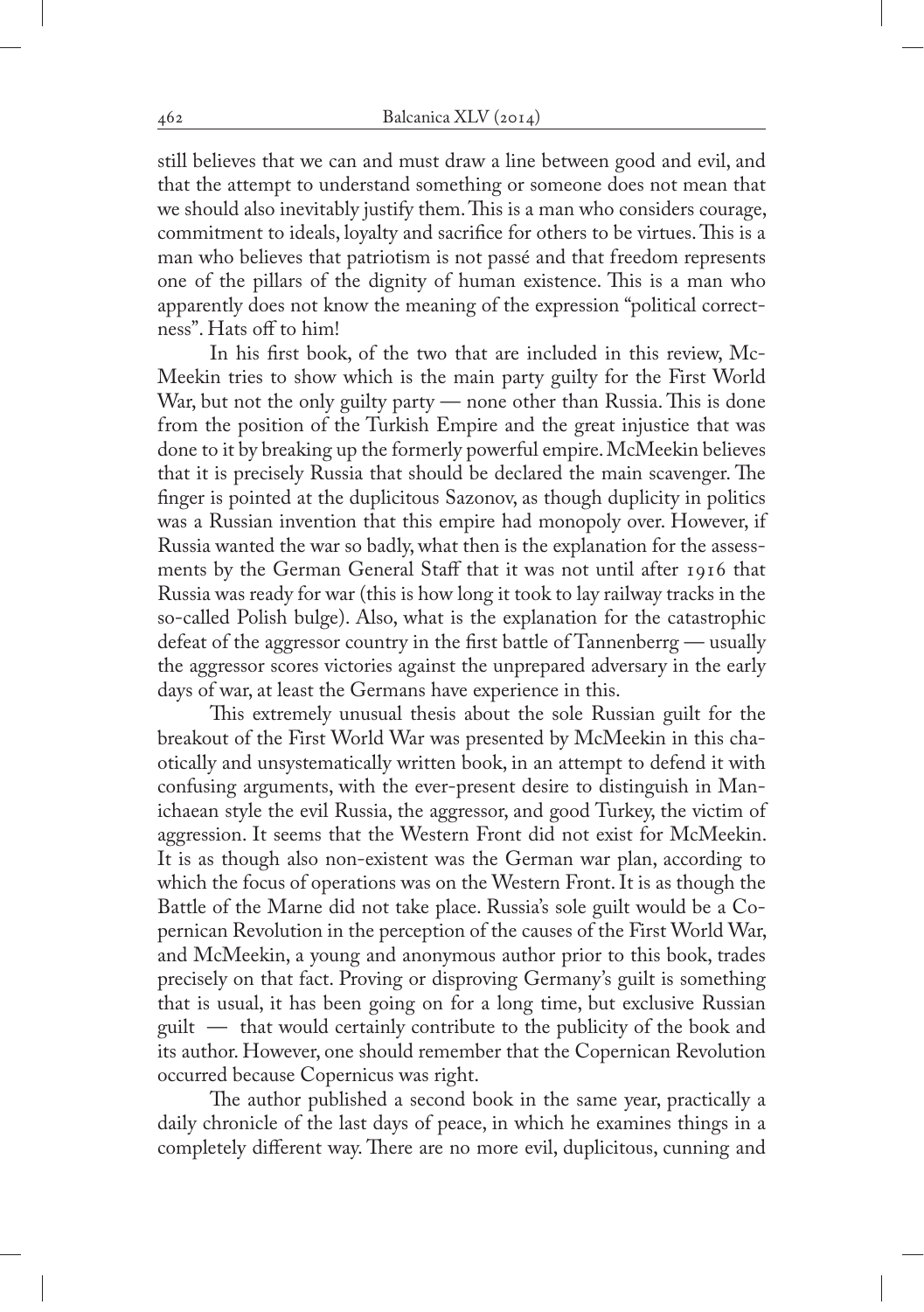still believes that we can and must draw a line between good and evil, and that the attempt to understand something or someone does not mean that we should also inevitably justify them. This is a man who considers courage, commitment to ideals, loyalty and sacrifice for others to be virtues. This is a man who believes that patriotism is not passé and that freedom represents one of the pillars of the dignity of human existence. This is a man who apparently does not know the meaning of the expression "political correctness". Hats off to him!

In his first book, of the two that are included in this review, McMeekin tries to show which is the main party guilty for the First World War, but not the only guilty party — none other than Russia. This is done from the position of the Turkish Empire and the great injustice that was done to it by breaking up the formerly powerful empire. McMeekin believes that it is precisely Russia that should be declared the main scavenger. The finger is pointed at the duplicitous Sazonov, as though duplicity in politics was a Russian invention that this empire had monopoly over. However, if Russia wanted the war so badly, what then is the explanation for the assessments by the German General Staff that it was not until after 1916 that Russia was ready for war (this is how long it took to lay railway tracks in the so-called Polish bulge). Also, what is the explanation for the catastrophic defeat of the aggressor country in the first battle of Tannenberrg — usually the aggressor scores victories against the unprepared adversary in the early days of war, at least the Germans have experience in this.

This extremely unusual thesis about the sole Russian guilt for the breakout of the First World War was presented by McMeekin in this chaotically and unsystematically written book, in an attempt to defend it with confusing arguments, with the ever-present desire to distinguish in Manichaean style the evil Russia, the aggressor, and good Turkey, the victim of aggression. It seems that the Western Front did not exist for McMeekin. It is as though also non-existent was the German war plan, according to which the focus of operations was on the Western Front. It is as though the Battle of the Marne did not take place. Russia's sole guilt would be a Copernican Revolution in the perception of the causes of the First World War, and McMeekin, a young and anonymous author prior to this book, trades precisely on that fact. Proving or disproving Germany's guilt is something that is usual, it has been going on for a long time, but exclusive Russian guilt — that would certainly contribute to the publicity of the book and its author. However, one should remember that the Copernican Revolution occurred because Copernicus was right.

The author published a second book in the same year, practically a daily chronicle of the last days of peace, in which he examines things in a completely different way. There are no more evil, duplicitous, cunning and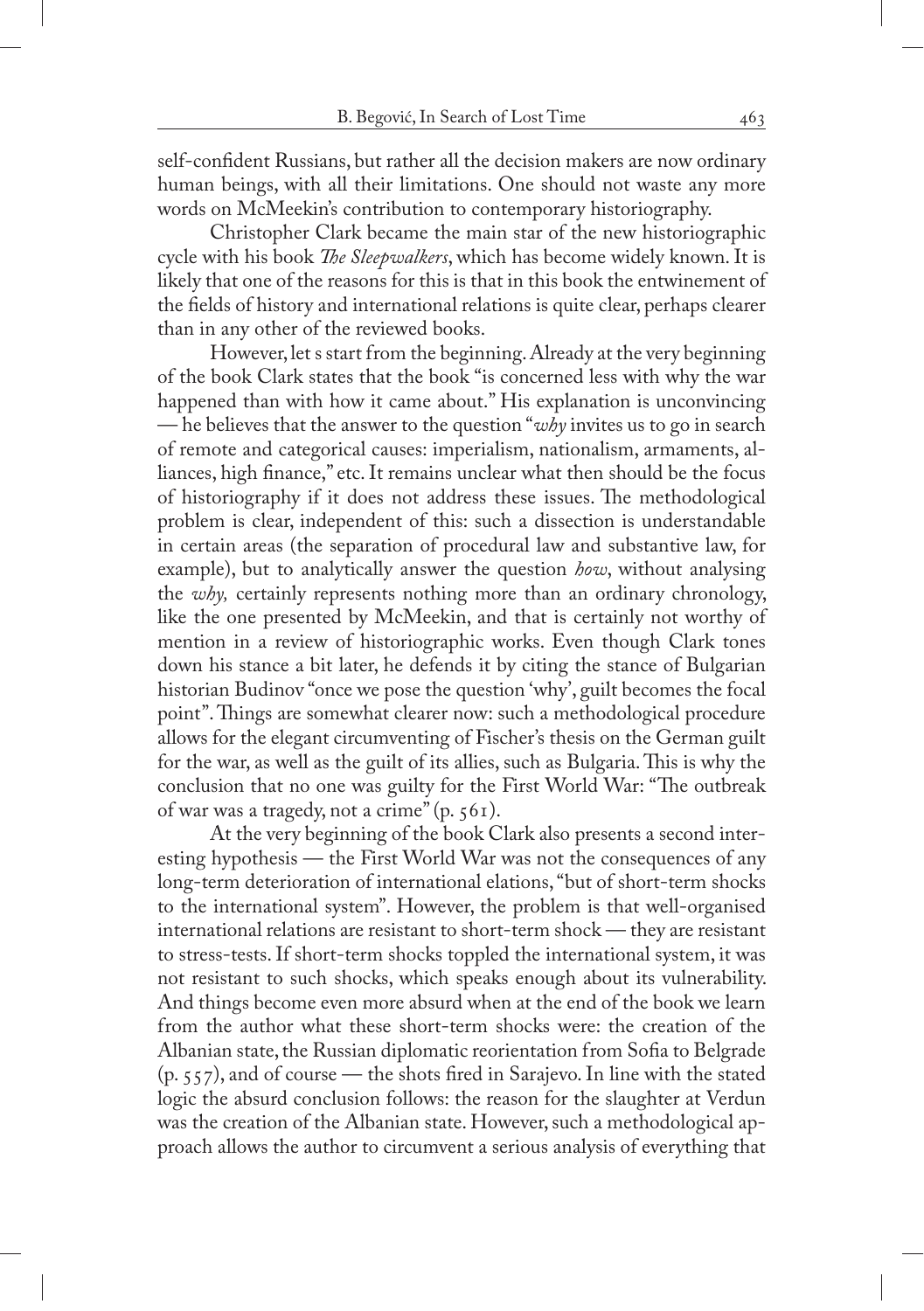self-confident Russians, but rather all the decision makers are now ordinary human beings, with all their limitations. One should not waste any more words on McMeekin's contribution to contemporary historiography.

Christopher Clark became the main star of the new historiographic cycle with his book *The Sleepwalkers*, which has become widely known. It is likely that one of the reasons for this is that in this book the entwinement of the fields of history and international relations is quite clear, perhaps clearer than in any other of the reviewed books.

However, let s start from the beginning. Already at the very beginning of the book Clark states that the book "is concerned less with why the war happened than with how it came about." His explanation is unconvincing — he believes that the answer to the question "*why* invites us to go in search of remote and categorical causes: imperialism, nationalism, armaments, alliances, high finance," etc. It remains unclear what then should be the focus of historiography if it does not address these issues. The methodological problem is clear, independent of this: such a dissection is understandable in certain areas (the separation of procedural law and substantive law, for example), but to analytically answer the question *how*, without analysing the *why,* certainly represents nothing more than an ordinary chronology, like the one presented by McMeekin, and that is certainly not worthy of mention in a review of historiographic works. Even though Clark tones down his stance a bit later, he defends it by citing the stance of Bulgarian historian Budinov "once we pose the question 'why', guilt becomes the focal point". Things are somewhat clearer now: such a methodological procedure allows for the elegant circumventing of Fischer's thesis on the German guilt for the war, as well as the guilt of its allies, such as Bulgaria. This is why the conclusion that no one was guilty for the First World War: "The outbreak of war was a tragedy, not a crime" (p. 561).

At the very beginning of the book Clark also presents a second interesting hypothesis — the First World War was not the consequences of any long-term deterioration of international elations, "but of short-term shocks to the international system". However, the problem is that well-organised international relations are resistant to short-term shock — they are resistant to stress-tests. If short-term shocks toppled the international system, it was not resistant to such shocks, which speaks enough about its vulnerability. And things become even more absurd when at the end of the book we learn from the author what these short-term shocks were: the creation of the Albanian state, the Russian diplomatic reorientation from Sofia to Belgrade (p. 557), and of course — the shots fired in Sarajevo. In line with the stated logic the absurd conclusion follows: the reason for the slaughter at Verdun was the creation of the Albanian state. However, such a methodological approach allows the author to circumvent a serious analysis of everything that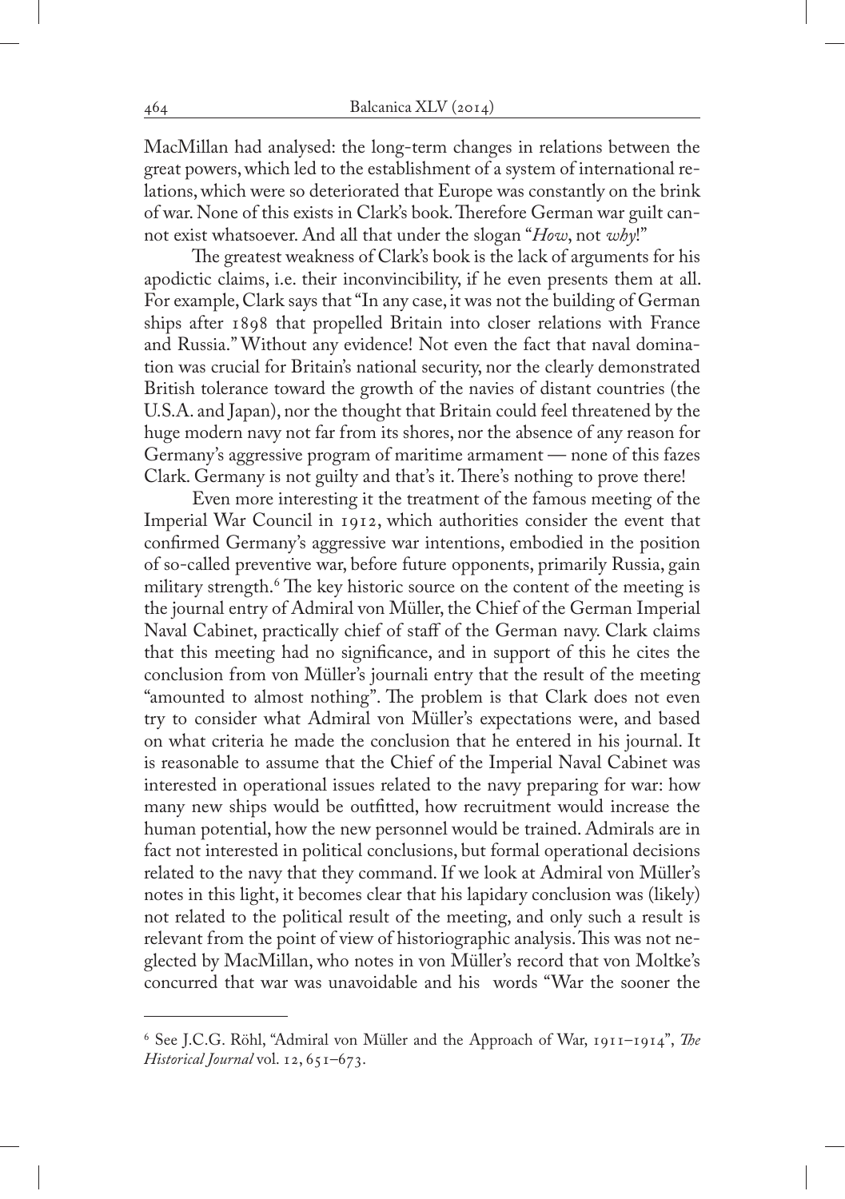MacMillan had analysed: the long-term changes in relations between the great powers, which led to the establishment of a system of international relations, which were so deteriorated that Europe was constantly on the brink of war. None of this exists in Clark's book. Therefore German war guilt cannot exist whatsoever. And all that under the slogan "*How*, not *why*!"

The greatest weakness of Clark's book is the lack of arguments for his apodictic claims, i.e. their inconvincibility, if he even presents them at all. For example, Clark says that "In any case, it was not the building of German ships after 1898 that propelled Britain into closer relations with France and Russia." Without any evidence! Not even the fact that naval domination was crucial for Britain's national security, nor the clearly demonstrated British tolerance toward the growth of the navies of distant countries (the U.S.A. and Japan), nor the thought that Britain could feel threatened by the huge modern navy not far from its shores, nor the absence of any reason for Germany's aggressive program of maritime armament — none of this fazes Clark. Germany is not guilty and that's it. There's nothing to prove there!

Even more interesting it the treatment of the famous meeting of the Imperial War Council in 1912, which authorities consider the event that confirmed Germany's aggressive war intentions, embodied in the position of so-called preventive war, before future opponents, primarily Russia, gain military strength.[6] The key historic source on the content of the meeting is the journal entry of Admiral von Müller, the Chief of the German Imperial Naval Cabinet, practically chief of staff of the German navy. Clark claims that this meeting had no significance, and in support of this he cites the conclusion from von Müller's journali entry that the result of the meeting "amounted to almost nothing". The problem is that Clark does not even try to consider what Admiral von Müller's expectations were, and based on what criteria he made the conclusion that he entered in his journal. It is reasonable to assume that the Chief of the Imperial Naval Cabinet was interested in operational issues related to the navy preparing for war: how many new ships would be outfitted, how recruitment would increase the human potential, how the new personnel would be trained. Admirals are in fact not interested in political conclusions, but formal operational decisions related to the navy that they command. If we look at Admiral von Müller's notes in this light, it becomes clear that his lapidary conclusion was (likely) not related to the political result of the meeting, and only such a result is relevant from the point of view of historiographic analysis. This was not neglected by MacMillan, who notes in von Müller's record that von Moltke's concurred that war was unavoidable and his words "War the sooner the

---

[6] See J.C.G. Röhl, "Admiral von Müller and the Approach of War, 1911–1914", *The Historical Journal* vol. 12, 651–673.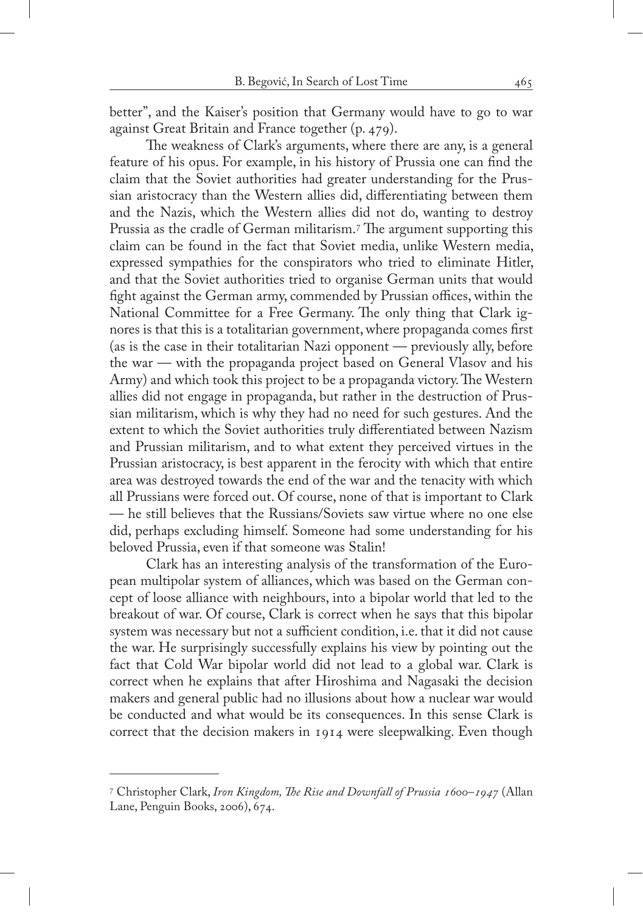better", and the Kaiser's position that Germany would have to go to war against Great Britain and France together (p. 479).

The weakness of Clark's arguments, where there are any, is a general feature of his opus. For example, in his history of Prussia one can find the claim that the Soviet authorities had greater understanding for the Prussian aristocracy than the Western allies did, differentiating between them and the Nazis, which the Western allies did not do, wanting to destroy Prussia as the cradle of German militarism.[7] The argument supporting this claim can be found in the fact that Soviet media, unlike Western media, expressed sympathies for the conspirators who tried to eliminate Hitler, and that the Soviet authorities tried to organise German units that would fight against the German army, commended by Prussian offices, within the National Committee for a Free Germany. The only thing that Clark ignores is that this is a totalitarian government, where propaganda comes first (as is the case in their totalitarian Nazi opponent — previously ally, before the war — with the propaganda project based on General Vlasov and his Army) and which took this project to be a propaganda victory. The Western allies did not engage in propaganda, but rather in the destruction of Prussian militarism, which is why they had no need for such gestures. And the extent to which the Soviet authorities truly differentiated between Nazism and Prussian militarism, and to what extent they perceived virtues in the Prussian aristocracy, is best apparent in the ferocity with which that entire area was destroyed towards the end of the war and the tenacity with which all Prussians were forced out. Of course, none of that is important to Clark — he still believes that the Russians/Soviets saw virtue where no one else did, perhaps excluding himself. Someone had some understanding for his beloved Prussia, even if that someone was Stalin!

Clark has an interesting analysis of the transformation of the European multipolar system of alliances, which was based on the German concept of loose alliance with neighbours, into a bipolar world that led to the breakout of war. Of course, Clark is correct when he says that this bipolar system was necessary but not a sufficient condition, i.e. that it did not cause the war. He surprisingly successfully explains his view by pointing out the fact that Cold War bipolar world did not lead to a global war. Clark is correct when he explains that after Hiroshima and Nagasaki the decision makers and general public had no illusions about how a nuclear war would be conducted and what would be its consequences. In this sense Clark is correct that the decision makers in 1914 were sleepwalking. Even though

---

[7] Christopher Clark, *Iron Kingdom, The Rise and Downfall of Prussia 1600–1947* (Allan Lane, Penguin Books, 2006), 674.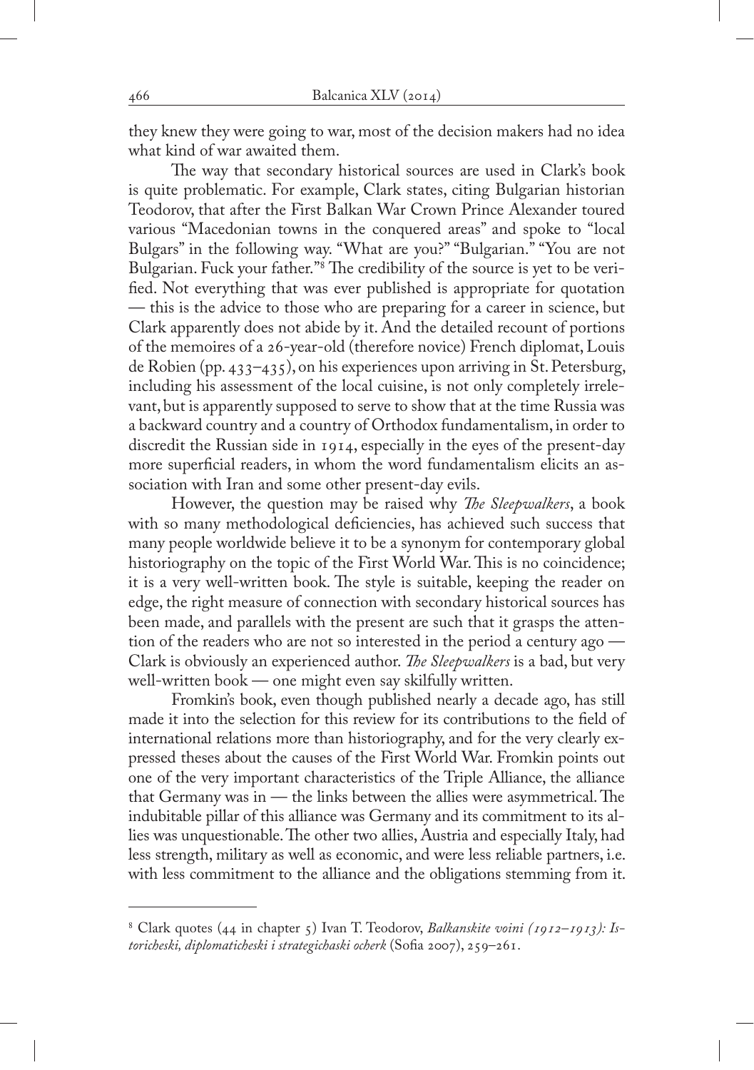they knew they were going to war, most of the decision makers had no idea what kind of war awaited them.

The way that secondary historical sources are used in Clark's book is quite problematic. For example, Clark states, citing Bulgarian historian Teodorov, that after the First Balkan War Crown Prince Alexander toured various "Macedonian towns in the conquered areas" and spoke to "local Bulgars" in the following way. "What are you?" "Bulgarian." "You are not Bulgarian. Fuck your father."[8] The credibility of the source is yet to be verified. Not everything that was ever published is appropriate for quotation — this is the advice to those who are preparing for a career in science, but Clark apparently does not abide by it. And the detailed recount of portions of the memoires of a 26-year-old (therefore novice) French diplomat, Louis de Robien (pp. 433–435), on his experiences upon arriving in St. Petersburg, including his assessment of the local cuisine, is not only completely irrelevant, but is apparently supposed to serve to show that at the time Russia was a backward country and a country of Orthodox fundamentalism, in order to discredit the Russian side in 1914, especially in the eyes of the present-day more superficial readers, in whom the word fundamentalism elicits an association with Iran and some other present-day evils.

However, the question may be raised why *The Sleepwalkers*, a book with so many methodological deficiencies, has achieved such success that many people worldwide believe it to be a synonym for contemporary global historiography on the topic of the First World War. This is no coincidence; it is a very well-written book. The style is suitable, keeping the reader on edge, the right measure of connection with secondary historical sources has been made, and parallels with the present are such that it grasps the attention of the readers who are not so interested in the period a century ago — Clark is obviously an experienced author. *The Sleepwalkers* is a bad, but very well-written book — one might even say skilfully written.

Fromkin's book, even though published nearly a decade ago, has still made it into the selection for this review for its contributions to the field of international relations more than historiography, and for the very clearly expressed theses about the causes of the First World War. Fromkin points out one of the very important characteristics of the Triple Alliance, the alliance that Germany was in — the links between the allies were asymmetrical. The indubitable pillar of this alliance was Germany and its commitment to its allies was unquestionable. The other two allies, Austria and especially Italy, had less strength, military as well as economic, and were less reliable partners, i.e. with less commitment to the alliance and the obligations stemming from it.

---

[8] Clark quotes (44 in chapter 5) Ivan T. Teodorov, *Balkanskite voini (1912–1913): Istoricheski, diplomaticheski i strategichaski ocherk* (Sofia 2007), 259–261.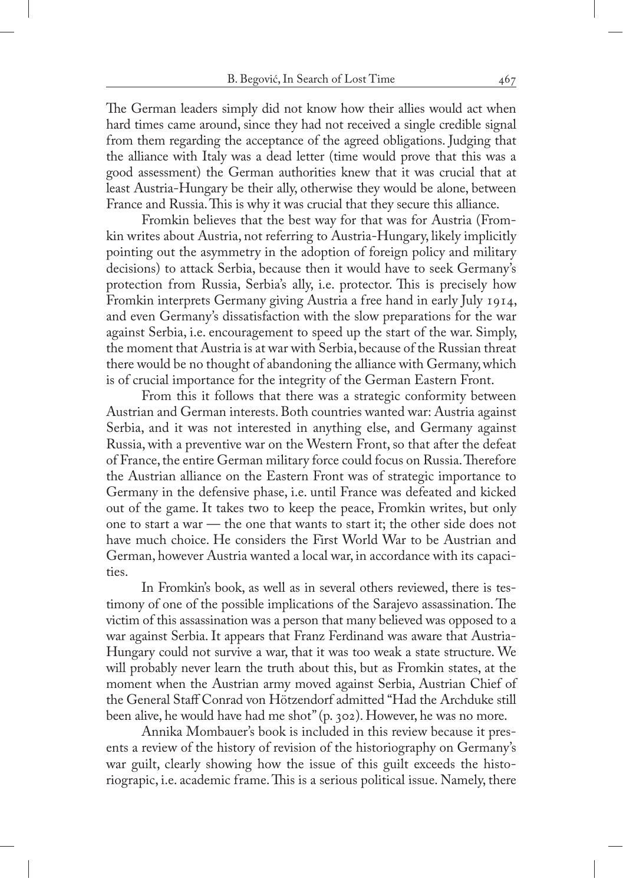The German leaders simply did not know how their allies would act when hard times came around, since they had not received a single credible signal from them regarding the acceptance of the agreed obligations. Judging that the alliance with Italy was a dead letter (time would prove that this was a good assessment) the German authorities knew that it was crucial that at least Austria-Hungary be their ally, otherwise they would be alone, between France and Russia. This is why it was crucial that they secure this alliance.

Fromkin believes that the best way for that was for Austria (Fromkin writes about Austria, not referring to Austria-Hungary, likely implicitly pointing out the asymmetry in the adoption of foreign policy and military decisions) to attack Serbia, because then it would have to seek Germany's protection from Russia, Serbia's ally, i.e. protector. This is precisely how Fromkin interprets Germany giving Austria a free hand in early July 1914, and even Germany's dissatisfaction with the slow preparations for the war against Serbia, i.e. encouragement to speed up the start of the war. Simply, the moment that Austria is at war with Serbia, because of the Russian threat there would be no thought of abandoning the alliance with Germany, which is of crucial importance for the integrity of the German Eastern Front.

From this it follows that there was a strategic conformity between Austrian and German interests. Both countries wanted war: Austria against Serbia, and it was not interested in anything else, and Germany against Russia, with a preventive war on the Western Front, so that after the defeat of France, the entire German military force could focus on Russia. Therefore the Austrian alliance on the Eastern Front was of strategic importance to Germany in the defensive phase, i.e. until France was defeated and kicked out of the game. It takes two to keep the peace, Fromkin writes, but only one to start a war — the one that wants to start it; the other side does not have much choice. He considers the First World War to be Austrian and German, however Austria wanted a local war, in accordance with its capacities.

In Fromkin's book, as well as in several others reviewed, there is testimony of one of the possible implications of the Sarajevo assassination. The victim of this assassination was a person that many believed was opposed to a war against Serbia. It appears that Franz Ferdinand was aware that Austria-Hungary could not survive a war, that it was too weak a state structure. We will probably never learn the truth about this, but as Fromkin states, at the moment when the Austrian army moved against Serbia, Austrian Chief of the General Staff Conrad von Hötzendorf admitted "Had the Archduke still been alive, he would have had me shot" (p. 302). However, he was no more.

Annika Mombauer's book is included in this review because it presents a review of the history of revision of the historiography on Germany's war guilt, clearly showing how the issue of this guilt exceeds the historiograpic, i.e. academic frame. This is a serious political issue. Namely, there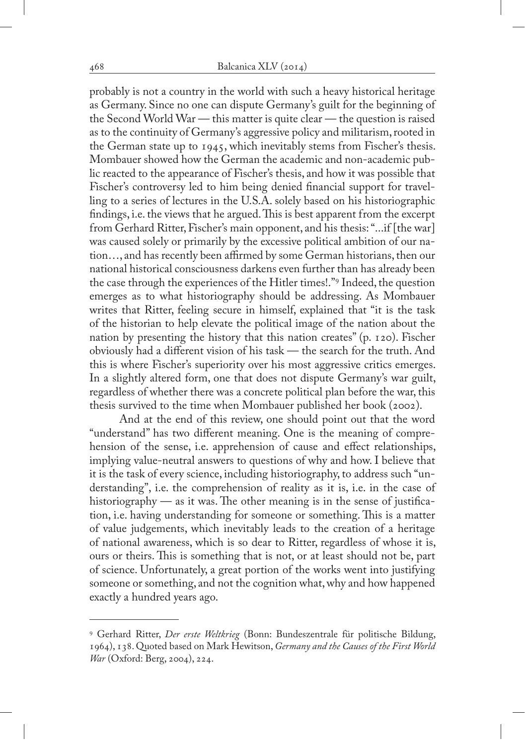probably is not a country in the world with such a heavy historical heritage as Germany. Since no one can dispute Germany's guilt for the beginning of the Second World War — this matter is quite clear — the question is raised as to the continuity of Germany's aggressive policy and militarism, rooted in the German state up to 1945, which inevitably stems from Fischer's thesis. Mombauer showed how the German the academic and non-academic public reacted to the appearance of Fischer's thesis, and how it was possible that Fischer's controversy led to him being denied financial support for travelling to a series of lectures in the U.S.A. solely based on his historiographic findings, i.e. the views that he argued. This is best apparent from the excerpt from Gerhard Ritter, Fischer's main opponent, and his thesis: "...if [the war] was caused solely or primarily by the excessive political ambition of our nation…, and has recently been affirmed by some German historians, then our national historical consciousness darkens even further than has already been the case through the experiences of the Hitler times!."[9] Indeed, the question emerges as to what historiography should be addressing. As Mombauer writes that Ritter, feeling secure in himself, explained that "it is the task of the historian to help elevate the political image of the nation about the nation by presenting the history that this nation creates" (p. 120). Fischer obviously had a different vision of his task — the search for the truth. And this is where Fischer's superiority over his most aggressive critics emerges. In a slightly altered form, one that does not dispute Germany's war guilt, regardless of whether there was a concrete political plan before the war, this thesis survived to the time when Mombauer published her book (2002).

And at the end of this review, one should point out that the word "understand" has two different meaning. One is the meaning of comprehension of the sense, i.e. apprehension of cause and effect relationships, implying value-neutral answers to questions of why and how. I believe that it is the task of every science, including historiography, to address such "understanding", i.e. the comprehension of reality as it is, i.e. in the case of historiography — as it was. The other meaning is in the sense of justification, i.e. having understanding for someone or something. This is a matter of value judgements, which inevitably leads to the creation of a heritage of national awareness, which is so dear to Ritter, regardless of whose it is, ours or theirs. This is something that is not, or at least should not be, part of science. Unfortunately, a great portion of the works went into justifying someone or something, and not the cognition what, why and how happened exactly a hundred years ago.

---

[9] Gerhard Ritter, *Der erste Weltkrieg* (Bonn: Bundeszentrale für politische Bildung, 1964), 138. Quoted based on Mark Hewitson, *Germany and the Causes of the First World War* (Oxford: Berg, 2004), 224.